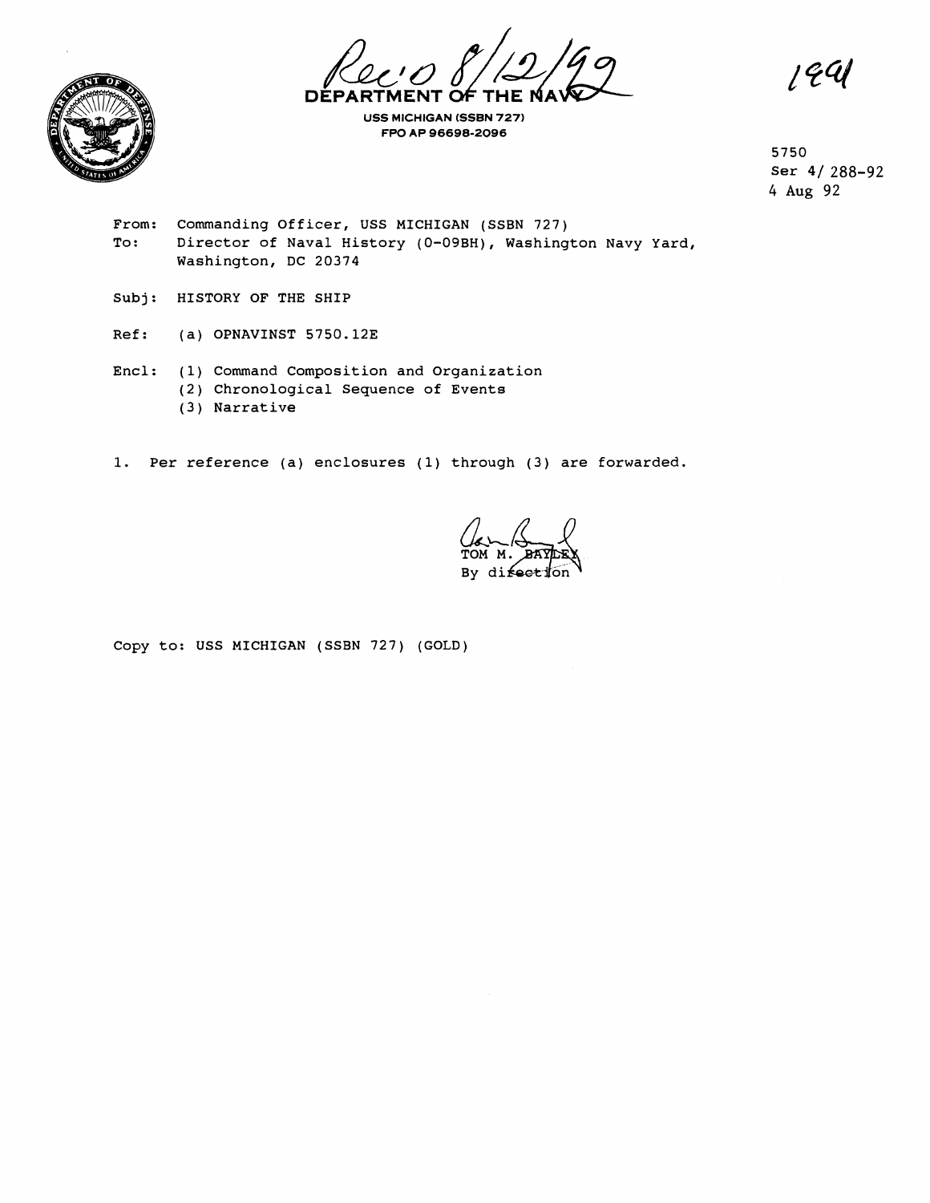Rec'd 8/12/92

DEPARTMENT OF THE NAVY

USS MICHIGAN (SSBN 727)
FPO AP 96698-2096

1991

5750
Ser 4/ 288-92
4 Aug 92

From: Commanding Officer, USS MICHIGAN (SSBN 727)
To: Director of Naval History (O-09BH), Washington Navy Yard, Washington, DC 20374

Subj: HISTORY OF THE SHIP

Ref: (a) OPNAVINST 5750.12E

Encl: (1) Command Composition and Organization
(2) Chronological Sequence of Events
(3) Narrative

1. Per reference (a) enclosures (1) through (3) are forwarded.

TOM M. BAYLEY
By direction

Copy to: USS MICHIGAN (SSBN 727) (GOLD)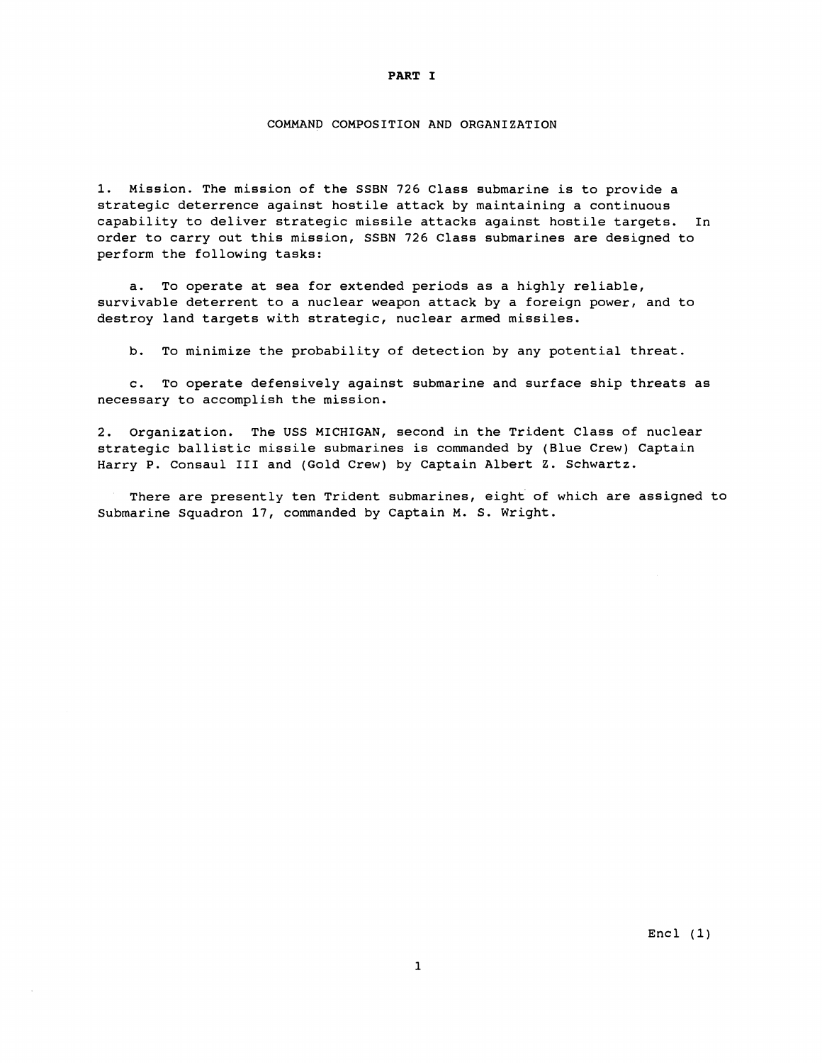# PART I

## COMMAND COMPOSITION AND ORGANIZATION

1. Mission. The mission of the SSBN 726 Class submarine is to provide a strategic deterrence against hostile attack by maintaining a continuous capability to deliver strategic missile attacks against hostile targets. In order to carry out this mission, SSBN 726 Class submarines are designed to perform the following tasks:

   a. To operate at sea for extended periods as a highly reliable, survivable deterrent to a nuclear weapon attack by a foreign power, and to destroy land targets with strategic, nuclear armed missiles.

   b. To minimize the probability of detection by any potential threat.

   c. To operate defensively against submarine and surface ship threats as necessary to accomplish the mission.

2. Organization. The USS MICHIGAN, second in the Trident Class of nuclear strategic ballistic missile submarines is commanded by (Blue Crew) Captain Harry P. Consaul III and (Gold Crew) by Captain Albert Z. Schwartz.

There are presently ten Trident submarines, eight of which are assigned to Submarine Squadron 17, commanded by Captain M. S. Wright.

Encl (1)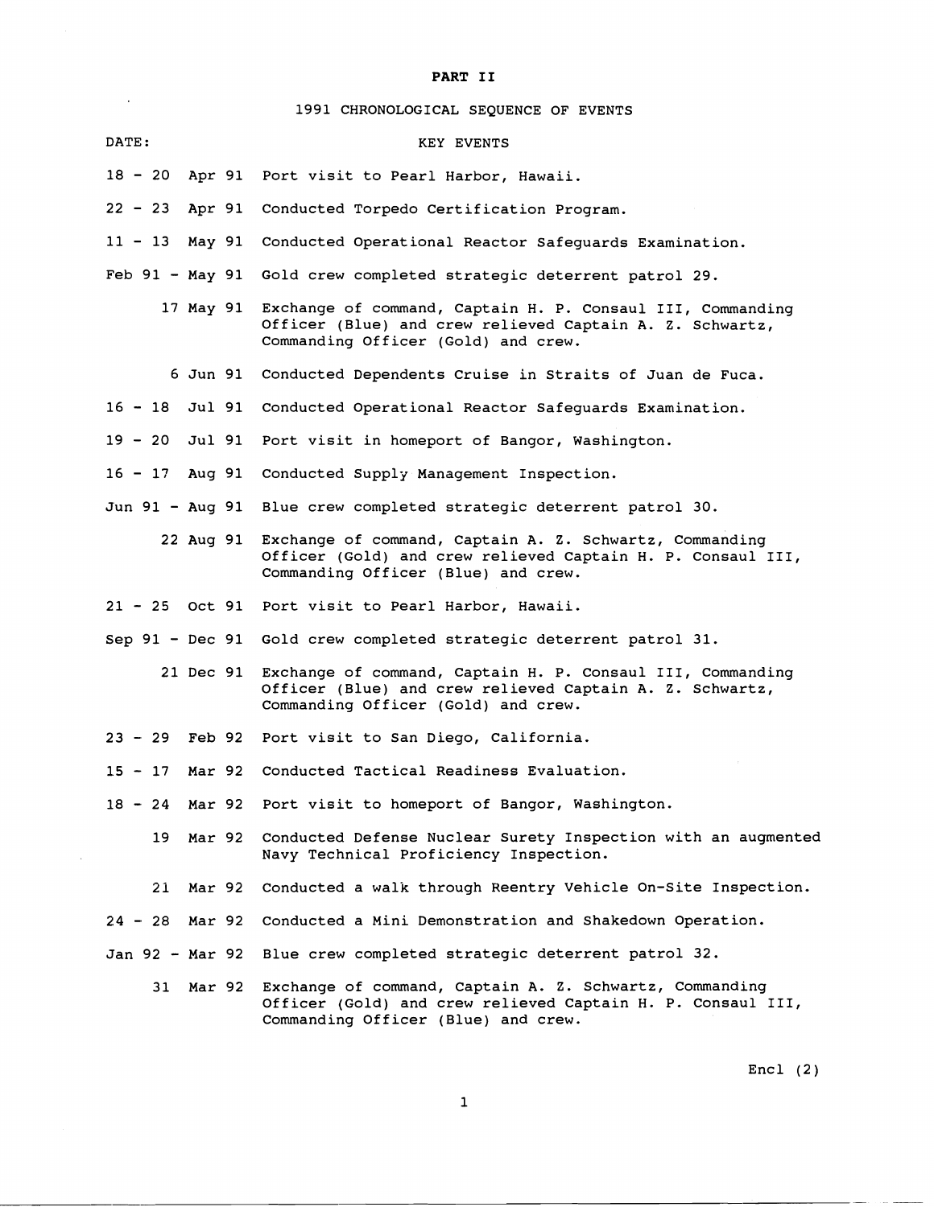## PART II

### 1991 CHRONOLOGICAL SEQUENCE OF EVENTS

| DATE: | KEY EVENTS |
|---|---|
| 18 - 20 Apr 91 | Port visit to Pearl Harbor, Hawaii. |
| 22 - 23 Apr 91 | Conducted Torpedo Certification Program. |
| 11 - 13 May 91 | Conducted Operational Reactor Safeguards Examination. |
| Feb 91 - May 91 | Gold crew completed strategic deterrent patrol 29. |
| 17 May 91 | Exchange of command, Captain H. P. Consaul III, Commanding Officer (Blue) and crew relieved Captain A. Z. Schwartz, Commanding Officer (Gold) and crew. |
| 6 Jun 91 | Conducted Dependents Cruise in Straits of Juan de Fuca. |
| 16 - 18 Jul 91 | Conducted Operational Reactor Safeguards Examination. |
| 19 - 20 Jul 91 | Port visit in homeport of Bangor, Washington. |
| 16 - 17 Aug 91 | Conducted Supply Management Inspection. |
| Jun 91 - Aug 91 | Blue crew completed strategic deterrent patrol 30. |
| 22 Aug 91 | Exchange of command, Captain A. Z. Schwartz, Commanding Officer (Gold) and crew relieved Captain H. P. Consaul III, Commanding Officer (Blue) and crew. |
| 21 - 25 Oct 91 | Port visit to Pearl Harbor, Hawaii. |
| Sep 91 - Dec 91 | Gold crew completed strategic deterrent patrol 31. |
| 21 Dec 91 | Exchange of command, Captain H. P. Consaul III, Commanding Officer (Blue) and crew relieved Captain A. Z. Schwartz, Commanding Officer (Gold) and crew. |
| 23 - 29 Feb 92 | Port visit to San Diego, California. |
| 15 - 17 Mar 92 | Conducted Tactical Readiness Evaluation. |
| 18 - 24 Mar 92 | Port visit to homeport of Bangor, Washington. |
| 19 Mar 92 | Conducted Defense Nuclear Surety Inspection with an augmented Navy Technical Proficiency Inspection. |
| 21 Mar 92 | Conducted a walk through Reentry Vehicle On-Site Inspection. |
| 24 - 28 Mar 92 | Conducted a Mini Demonstration and Shakedown Operation. |
| Jan 92 - Mar 92 | Blue crew completed strategic deterrent patrol 32. |
| 31 Mar 92 | Exchange of command, Captain A. Z. Schwartz, Commanding Officer (Gold) and crew relieved Captain H. P. Consaul III, Commanding Officer (Blue) and crew. |

Encl (2)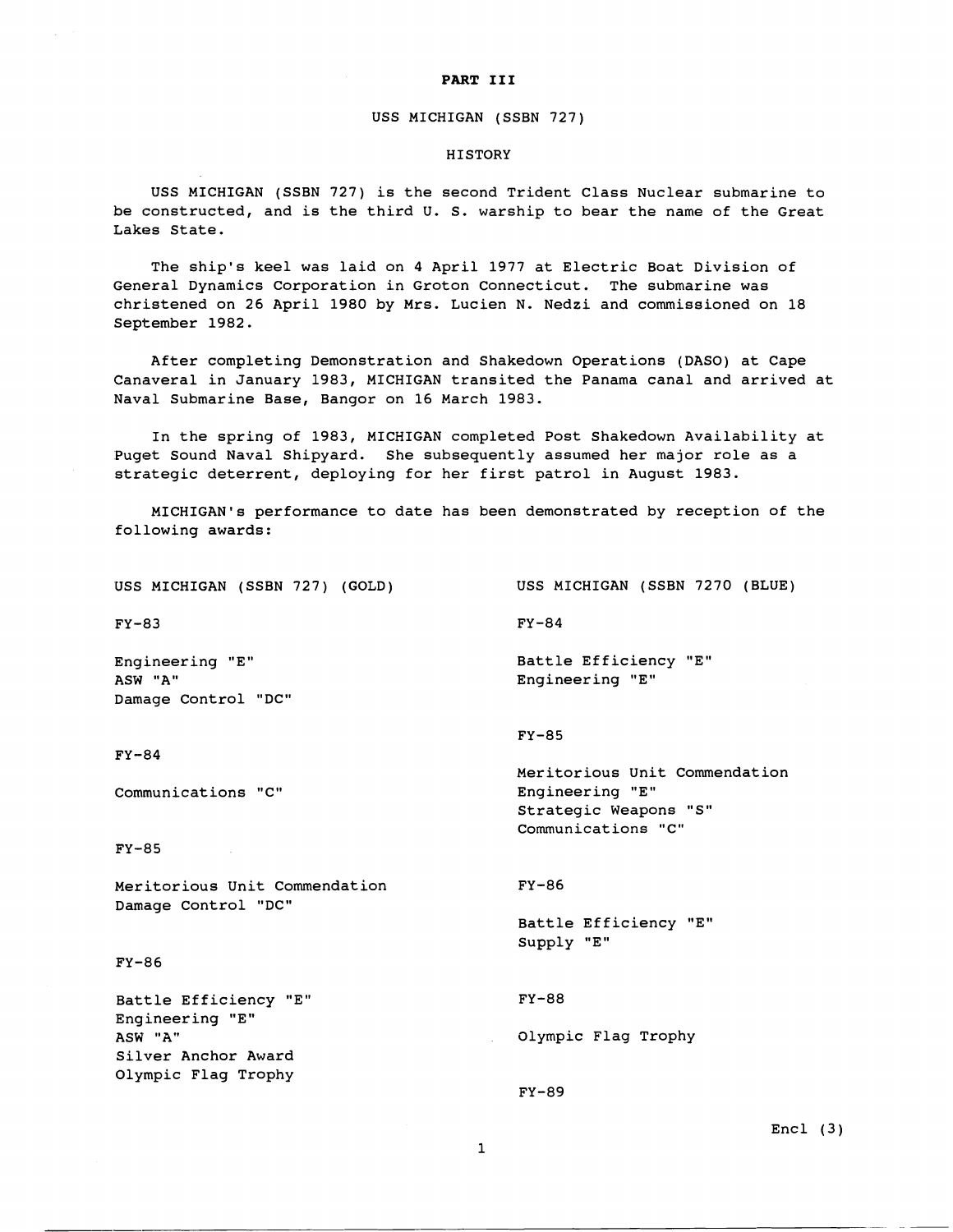**PART III**

USS MICHIGAN (SSBN 727)

HISTORY

USS MICHIGAN (SSBN 727) is the second Trident Class Nuclear submarine to be constructed, and is the third U. S. warship to bear the name of the Great Lakes State.

The ship's keel was laid on 4 April 1977 at Electric Boat Division of General Dynamics Corporation in Groton Connecticut. The submarine was christened on 26 April 1980 by Mrs. Lucien N. Nedzi and commissioned on 18 September 1982.

After completing Demonstration and Shakedown Operations (DASO) at Cape Canaveral in January 1983, MICHIGAN transited the Panama canal and arrived at Naval Submarine Base, Bangor on 16 March 1983.

In the spring of 1983, MICHIGAN completed Post Shakedown Availability at Puget Sound Naval Shipyard. She subsequently assumed her major role as a strategic deterrent, deploying for her first patrol in August 1983.

MICHIGAN's performance to date has been demonstrated by reception of the following awards:

USS MICHIGAN (SSBN 727) (GOLD)

FY-83

Engineering "E"
ASW "A"
Damage Control "DC"

FY-84

Communications "C"

FY-85

Meritorious Unit Commendation
Damage Control "DC"

FY-86

Battle Efficiency "E"
Engineering "E"
ASW "A"
Silver Anchor Award
Olympic Flag Trophy

USS MICHIGAN (SSBN 7270 (BLUE)

FY-84

Battle Efficiency "E"
Engineering "E"

FY-85

Meritorious Unit Commendation
Engineering "E"
Strategic Weapons "S"
Communications "C"

FY-86

Battle Efficiency "E"
Supply "E"

FY-88

Olympic Flag Trophy

FY-89

Encl (3)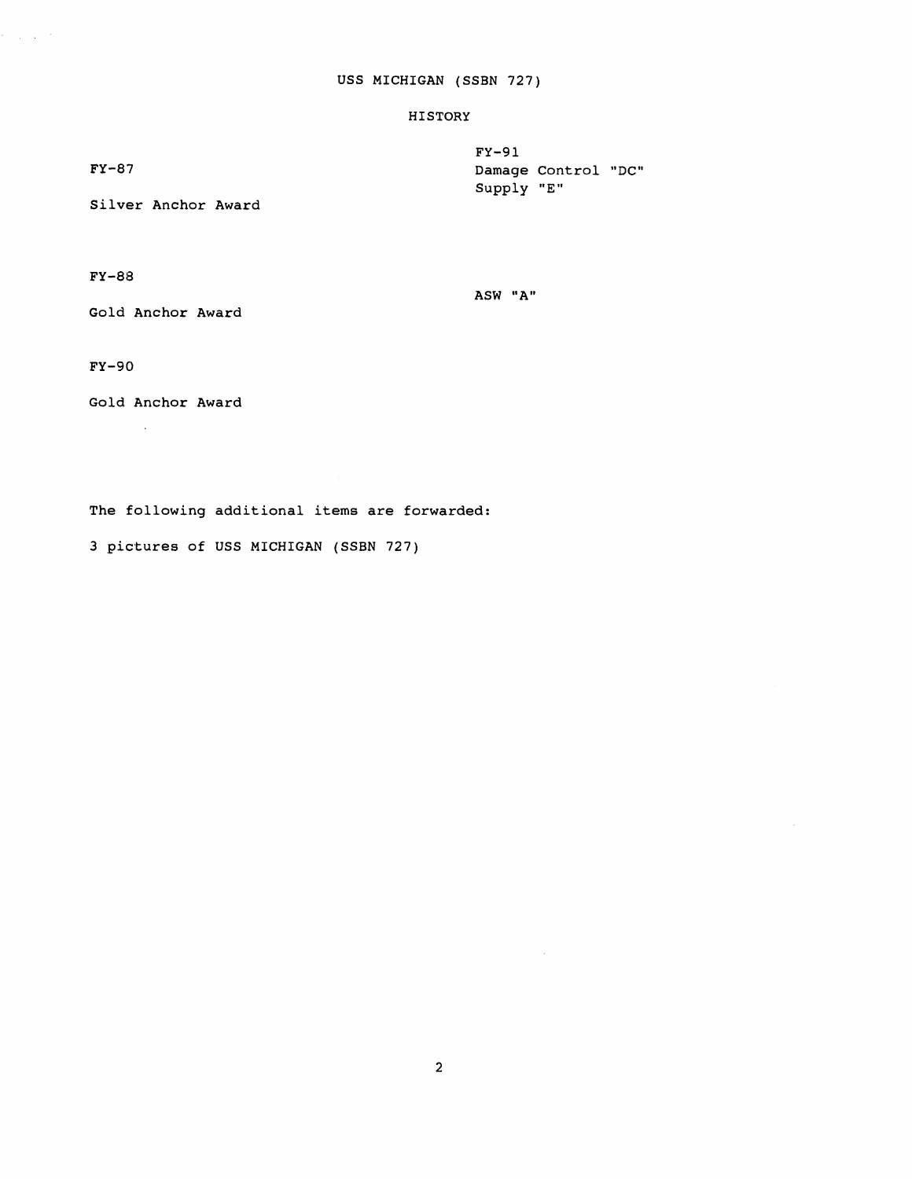USS MICHIGAN (SSBN 727)

HISTORY

FY-87

Silver Anchor Award

FY-88

Gold Anchor Award

FY-90

Gold Anchor Award

FY-91

Damage Control "DC"

Supply "E"

ASW "A"

The following additional items are forwarded:

3 pictures of USS MICHIGAN (SSBN 727)